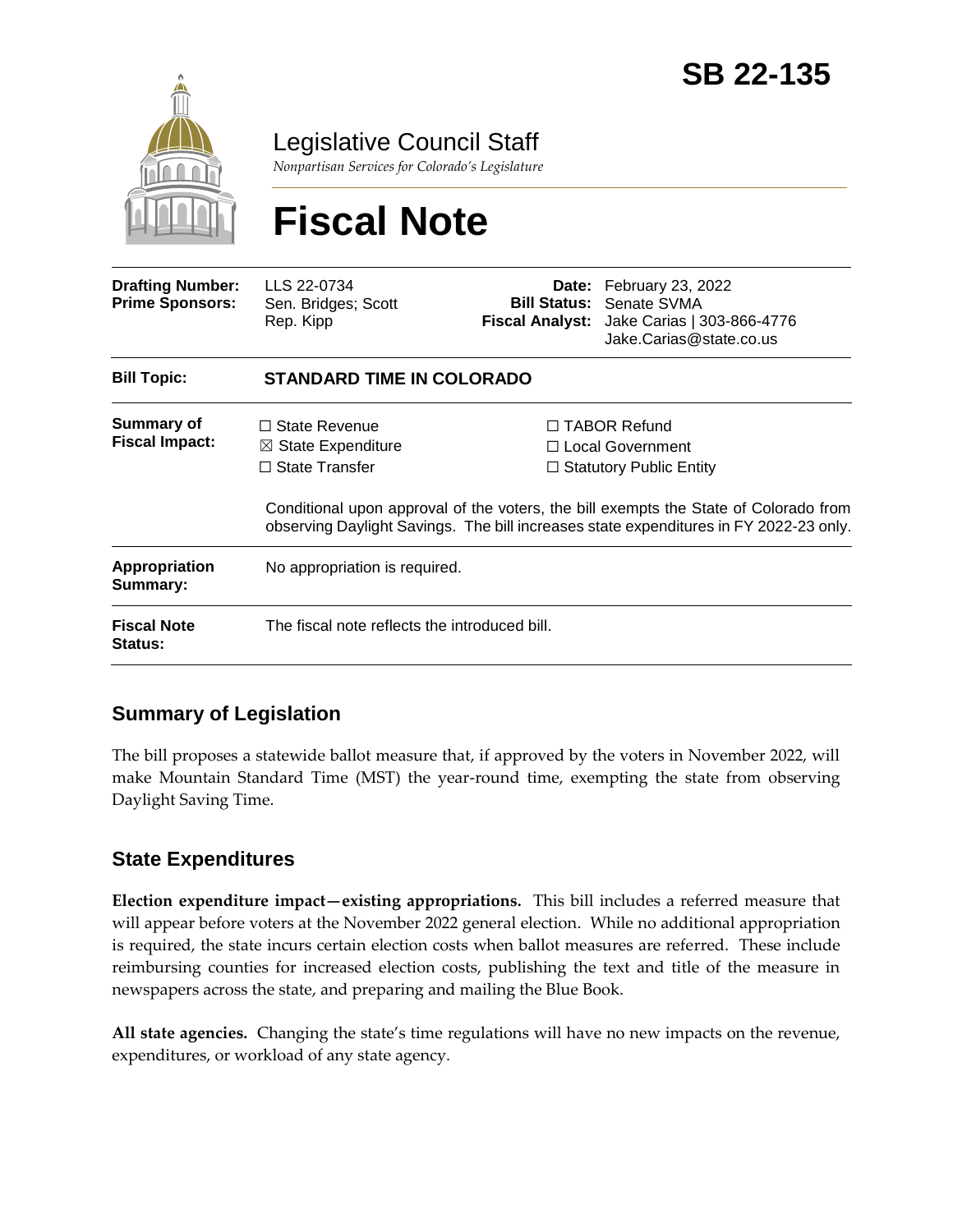# SB 22-135

## Legislative Council Staff

*Nonpartisan Services for Colorado's Legislature*

# Fiscal Note

| | | | |
|---|---|---|---|
| **Drafting Number:** | LLS 22-0734 | **Date:** | February 23, 2022 |
| **Prime Sponsors:** | Sen. Bridges; Scott<br>Rep. Kipp | **Bill Status:** | Senate SVMA |
| | | **Fiscal Analyst:** | Jake Carias \| 303-866-4776<br>Jake.Carias@state.co.us |

| | |
|---|---|
| **Bill Topic:** | **STANDARD TIME IN COLORADO** |
| **Summary of Fiscal Impact:** | ☐ State Revenue ☐ TABOR Refund<br>☒ State Expenditure ☐ Local Government<br>☐ State Transfer ☐ Statutory Public Entity<br><br>Conditional upon approval of the voters, the bill exempts the State of Colorado from observing Daylight Savings. The bill increases state expenditures in FY 2022-23 only. |
| **Appropriation Summary:** | No appropriation is required. |
| **Fiscal Note Status:** | The fiscal note reflects the introduced bill. |

## Summary of Legislation

The bill proposes a statewide ballot measure that, if approved by the voters in November 2022, will make Mountain Standard Time (MST) the year-round time, exempting the state from observing Daylight Saving Time.

## State Expenditures

**Election expenditure impact—existing appropriations.** This bill includes a referred measure that will appear before voters at the November 2022 general election. While no additional appropriation is required, the state incurs certain election costs when ballot measures are referred. These include reimbursing counties for increased election costs, publishing the text and title of the measure in newspapers across the state, and preparing and mailing the Blue Book.

**All state agencies.** Changing the state's time regulations will have no new impacts on the revenue, expenditures, or workload of any state agency.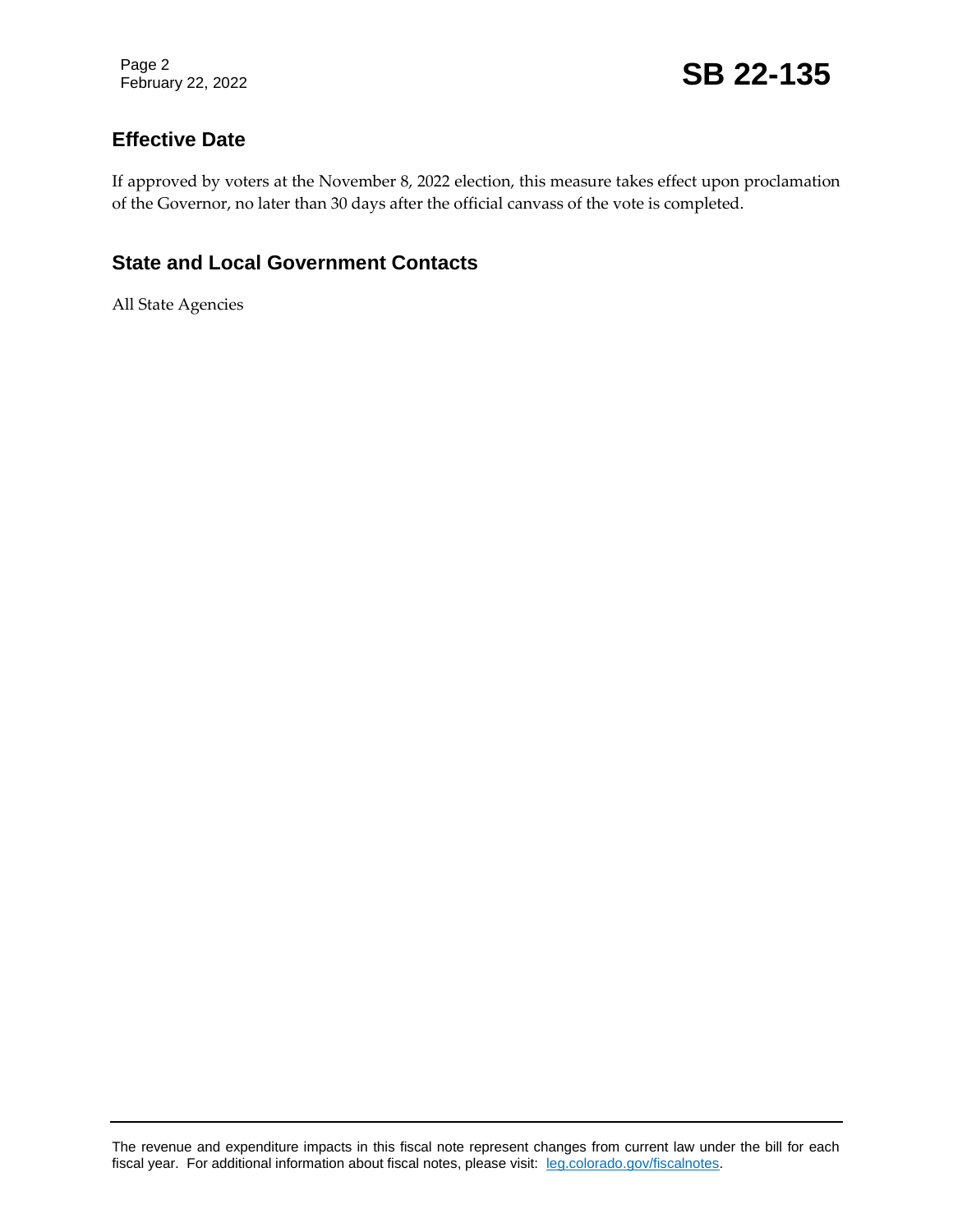## Effective Date

If approved by voters at the November 8, 2022 election, this measure takes effect upon proclamation of the Governor, no later than 30 days after the official canvass of the vote is completed.

## State and Local Government Contacts

All State Agencies

The revenue and expenditure impacts in this fiscal note represent changes from current law under the bill for each fiscal year. For additional information about fiscal notes, please visit: leg.colorado.gov/fiscalnotes.